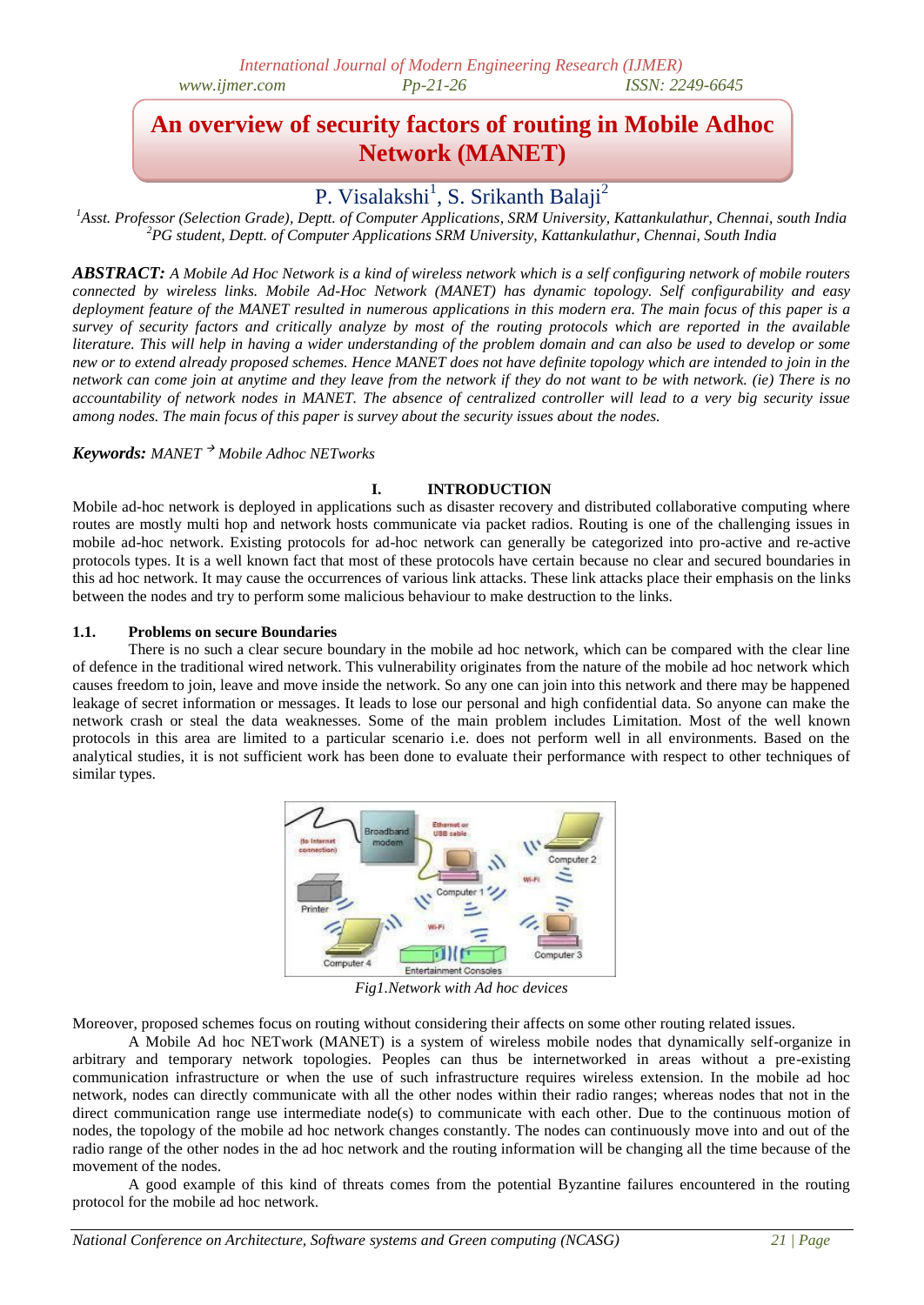# An overview of security factors of routing in Mobile Adhoc Network (MANET)

P. Visalakshi[1], S. Srikanth Balaji[2]

[1]*Asst. Professor (Selection Grade), Deptt. of Computer Applications, SRM University, Kattankulathur, Chennai, south India*
[2]*PG student, Deptt. of Computer Applications SRM University, Kattankulathur, Chennai, South India*

***ABSTRACT:*** *A Mobile Ad Hoc Network is a kind of wireless network which is a self configuring network of mobile routers connected by wireless links. Mobile Ad-Hoc Network (MANET) has dynamic topology. Self configurability and easy deployment feature of the MANET resulted in numerous applications in this modern era. The main focus of this paper is a survey of security factors and critically analyze by most of the routing protocols which are reported in the available literature. This will help in having a wider understanding of the problem domain and can also be used to develop or some new or to extend already proposed schemes. Hence MANET does not have definite topology which are intended to join in the network can come join at anytime and they leave from the network if they do not want to be with network. (ie) There is no accountability of network nodes in MANET. The absence of centralized controller will lead to a very big security issue among nodes. The main focus of this paper is survey about the security issues about the nodes.*

***Keywords:*** *MANET → Mobile Adhoc NETworks*

## I. INTRODUCTION

Mobile ad-hoc network is deployed in applications such as disaster recovery and distributed collaborative computing where routes are mostly multi hop and network hosts communicate via packet radios. Routing is one of the challenging issues in mobile ad-hoc network. Existing protocols for ad-hoc network can generally be categorized into pro-active and re-active protocols types. It is a well known fact that most of these protocols have certain because no clear and secured boundaries in this ad hoc network. It may cause the occurrences of various link attacks. These link attacks place their emphasis on the links between the nodes and try to perform some malicious behaviour to make destruction to the links.

### 1.1. Problems on secure Boundaries

There is no such a clear secure boundary in the mobile ad hoc network, which can be compared with the clear line of defence in the traditional wired network. This vulnerability originates from the nature of the mobile ad hoc network which causes freedom to join, leave and move inside the network. So any one can join into this network and there may be happened leakage of secret information or messages. It leads to lose our personal and high confidential data. So anyone can make the network crash or steal the data weaknesses. Some of the main problem includes Limitation. Most of the well known protocols in this area are limited to a particular scenario i.e. does not perform well in all environments. Based on the analytical studies, it is not sufficient work has been done to evaluate their performance with respect to other techniques of similar types.

*Fig1.Network with Ad hoc devices*

Moreover, proposed schemes focus on routing without considering their affects on some other routing related issues.

A Mobile Ad hoc NETwork (MANET) is a system of wireless mobile nodes that dynamically self-organize in arbitrary and temporary network topologies. Peoples can thus be internetworked in areas without a pre-existing communication infrastructure or when the use of such infrastructure requires wireless extension. In the mobile ad hoc network, nodes can directly communicate with all the other nodes within their radio ranges; whereas nodes that not in the direct communication range use intermediate node(s) to communicate with each other. Due to the continuous motion of nodes, the topology of the mobile ad hoc network changes constantly. The nodes can continuously move into and out of the radio range of the other nodes in the ad hoc network and the routing information will be changing all the time because of the movement of the nodes.

A good example of this kind of threats comes from the potential Byzantine failures encountered in the routing protocol for the mobile ad hoc network.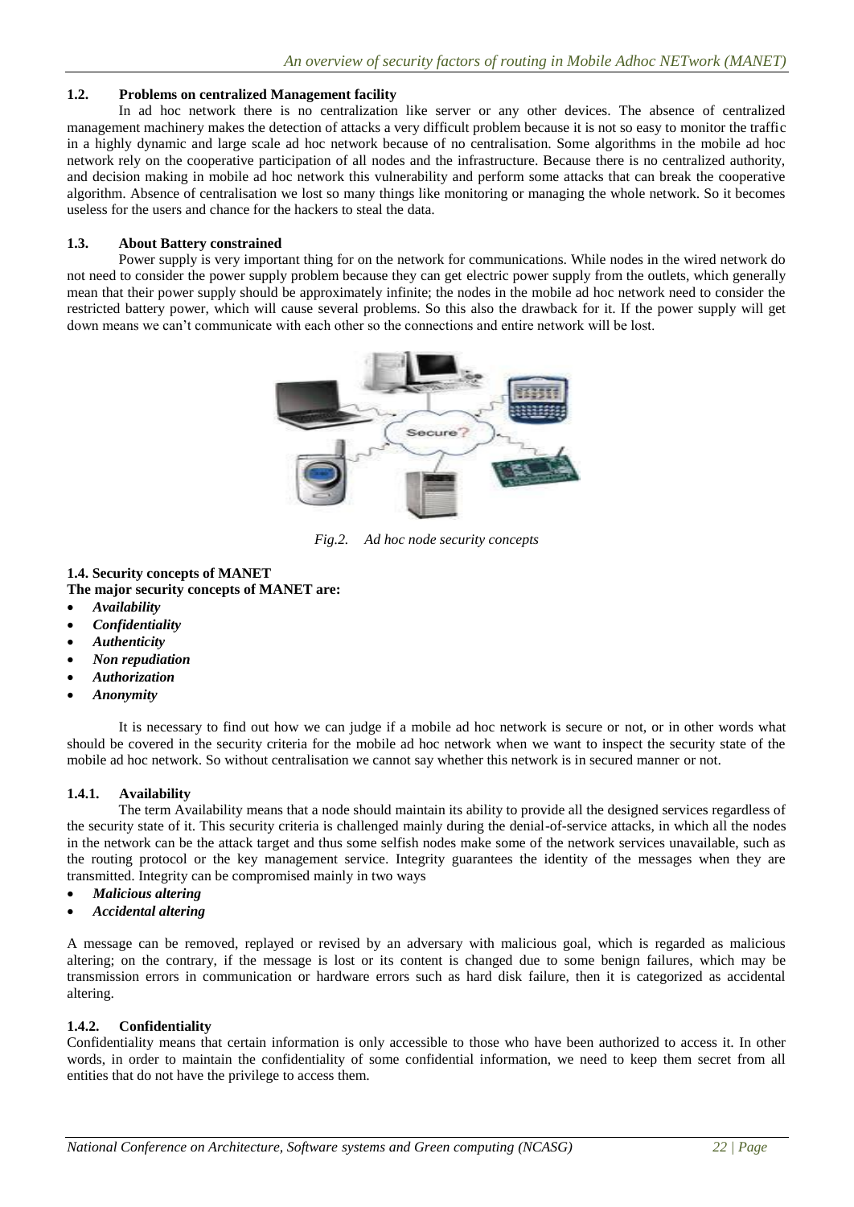### 1.2. Problems on centralized Management facility

In ad hoc network there is no centralization like server or any other devices. The absence of centralized management machinery makes the detection of attacks a very difficult problem because it is not so easy to monitor the traffic in a highly dynamic and large scale ad hoc network because of no centralisation. Some algorithms in the mobile ad hoc network rely on the cooperative participation of all nodes and the infrastructure. Because there is no centralized authority, and decision making in mobile ad hoc network this vulnerability and perform some attacks that can break the cooperative algorithm. Absence of centralisation we lost so many things like monitoring or managing the whole network. So it becomes useless for the users and chance for the hackers to steal the data.

### 1.3. About Battery constrained

Power supply is very important thing for on the network for communications. While nodes in the wired network do not need to consider the power supply problem because they can get electric power supply from the outlets, which generally mean that their power supply should be approximately infinite; the nodes in the mobile ad hoc network need to consider the restricted battery power, which will cause several problems. So this also the drawback for it. If the power supply will get down means we can't communicate with each other so the connections and entire network will be lost.

*Fig.2. Ad hoc node security concepts*

### 1.4. Security concepts of MANET

**The major security concepts of MANET are:**

- ***Availability***
- ***Confidentiality***
- ***Authenticity***
- ***Non repudiation***
- ***Authorization***
- ***Anonymity***

It is necessary to find out how we can judge if a mobile ad hoc network is secure or not, or in other words what should be covered in the security criteria for the mobile ad hoc network when we want to inspect the security state of the mobile ad hoc network. So without centralisation we cannot say whether this network is in secured manner or not.

#### 1.4.1. Availability

The term Availability means that a node should maintain its ability to provide all the designed services regardless of the security state of it. This security criteria is challenged mainly during the denial-of-service attacks, in which all the nodes in the network can be the attack target and thus some selfish nodes make some of the network services unavailable, such as the routing protocol or the key management service. Integrity guarantees the identity of the messages when they are transmitted. Integrity can be compromised mainly in two ways

- ***Malicious altering***
- ***Accidental altering***

A message can be removed, replayed or revised by an adversary with malicious goal, which is regarded as malicious altering; on the contrary, if the message is lost or its content is changed due to some benign failures, which may be transmission errors in communication or hardware errors such as hard disk failure, then it is categorized as accidental altering.

#### 1.4.2. Confidentiality

Confidentiality means that certain information is only accessible to those who have been authorized to access it. In other words, in order to maintain the confidentiality of some confidential information, we need to keep them secret from all entities that do not have the privilege to access them.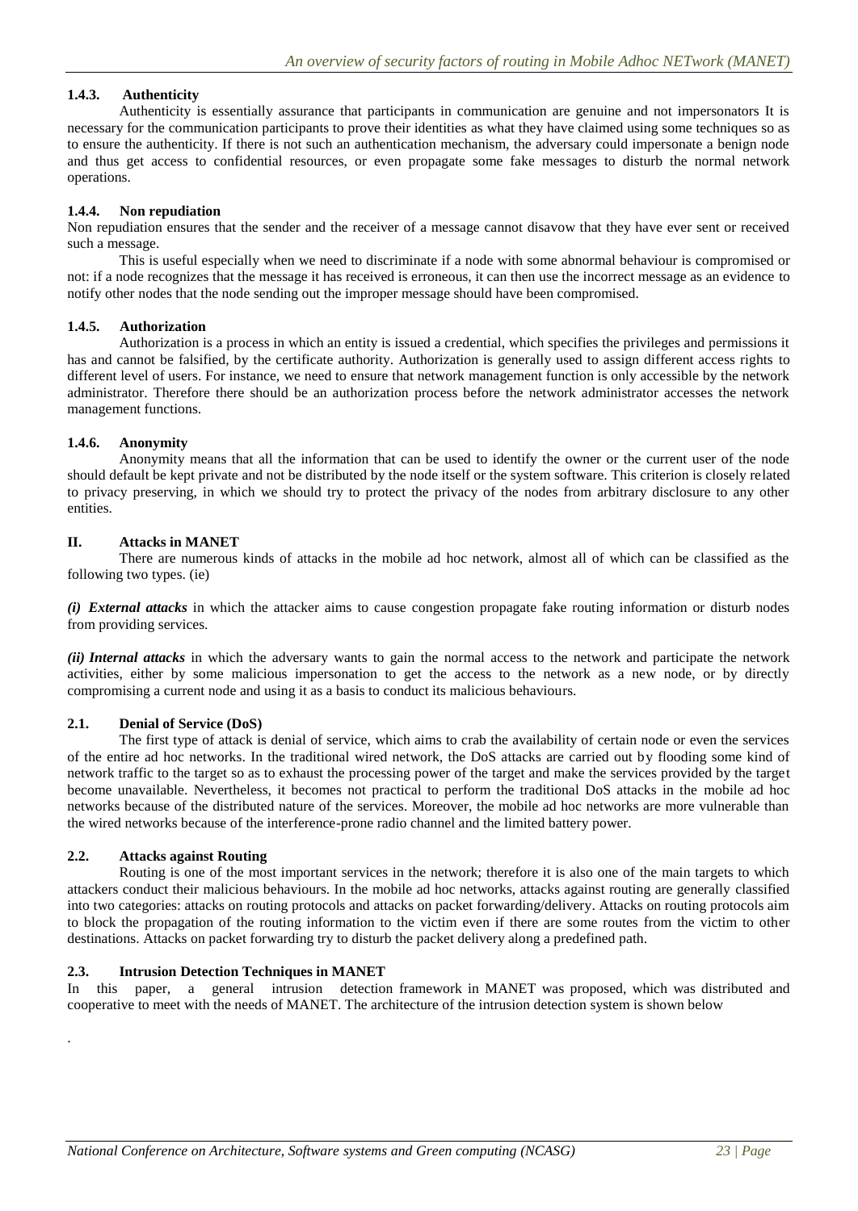### 1.4.3. Authenticity

Authenticity is essentially assurance that participants in communication are genuine and not impersonators It is necessary for the communication participants to prove their identities as what they have claimed using some techniques so as to ensure the authenticity. If there is not such an authentication mechanism, the adversary could impersonate a benign node and thus get access to confidential resources, or even propagate some fake messages to disturb the normal network operations.

### 1.4.4. Non repudiation

Non repudiation ensures that the sender and the receiver of a message cannot disavow that they have ever sent or received such a message.

This is useful especially when we need to discriminate if a node with some abnormal behaviour is compromised or not: if a node recognizes that the message it has received is erroneous, it can then use the incorrect message as an evidence to notify other nodes that the node sending out the improper message should have been compromised.

### 1.4.5. Authorization

Authorization is a process in which an entity is issued a credential, which specifies the privileges and permissions it has and cannot be falsified, by the certificate authority. Authorization is generally used to assign different access rights to different level of users. For instance, we need to ensure that network management function is only accessible by the network administrator. Therefore there should be an authorization process before the network administrator accesses the network management functions.

### 1.4.6. Anonymity

Anonymity means that all the information that can be used to identify the owner or the current user of the node should default be kept private and not be distributed by the node itself or the system software. This criterion is closely related to privacy preserving, in which we should try to protect the privacy of the nodes from arbitrary disclosure to any other entities.

## II. Attacks in MANET

There are numerous kinds of attacks in the mobile ad hoc network, almost all of which can be classified as the following two types. (ie)

***(i) External attacks*** in which the attacker aims to cause congestion propagate fake routing information or disturb nodes from providing services.

***(ii) Internal attacks*** in which the adversary wants to gain the normal access to the network and participate the network activities, either by some malicious impersonation to get the access to the network as a new node, or by directly compromising a current node and using it as a basis to conduct its malicious behaviours.

### 2.1. Denial of Service (DoS)

The first type of attack is denial of service, which aims to crab the availability of certain node or even the services of the entire ad hoc networks. In the traditional wired network, the DoS attacks are carried out by flooding some kind of network traffic to the target so as to exhaust the processing power of the target and make the services provided by the target become unavailable. Nevertheless, it becomes not practical to perform the traditional DoS attacks in the mobile ad hoc networks because of the distributed nature of the services. Moreover, the mobile ad hoc networks are more vulnerable than the wired networks because of the interference-prone radio channel and the limited battery power.

### 2.2. Attacks against Routing

Routing is one of the most important services in the network; therefore it is also one of the main targets to which attackers conduct their malicious behaviours. In the mobile ad hoc networks, attacks against routing are generally classified into two categories: attacks on routing protocols and attacks on packet forwarding/delivery. Attacks on routing protocols aim to block the propagation of the routing information to the victim even if there are some routes from the victim to other destinations. Attacks on packet forwarding try to disturb the packet delivery along a predefined path.

### 2.3. Intrusion Detection Techniques in MANET

In this paper, a general intrusion detection framework in MANET was proposed, which was distributed and cooperative to meet with the needs of MANET. The architecture of the intrusion detection system is shown below

.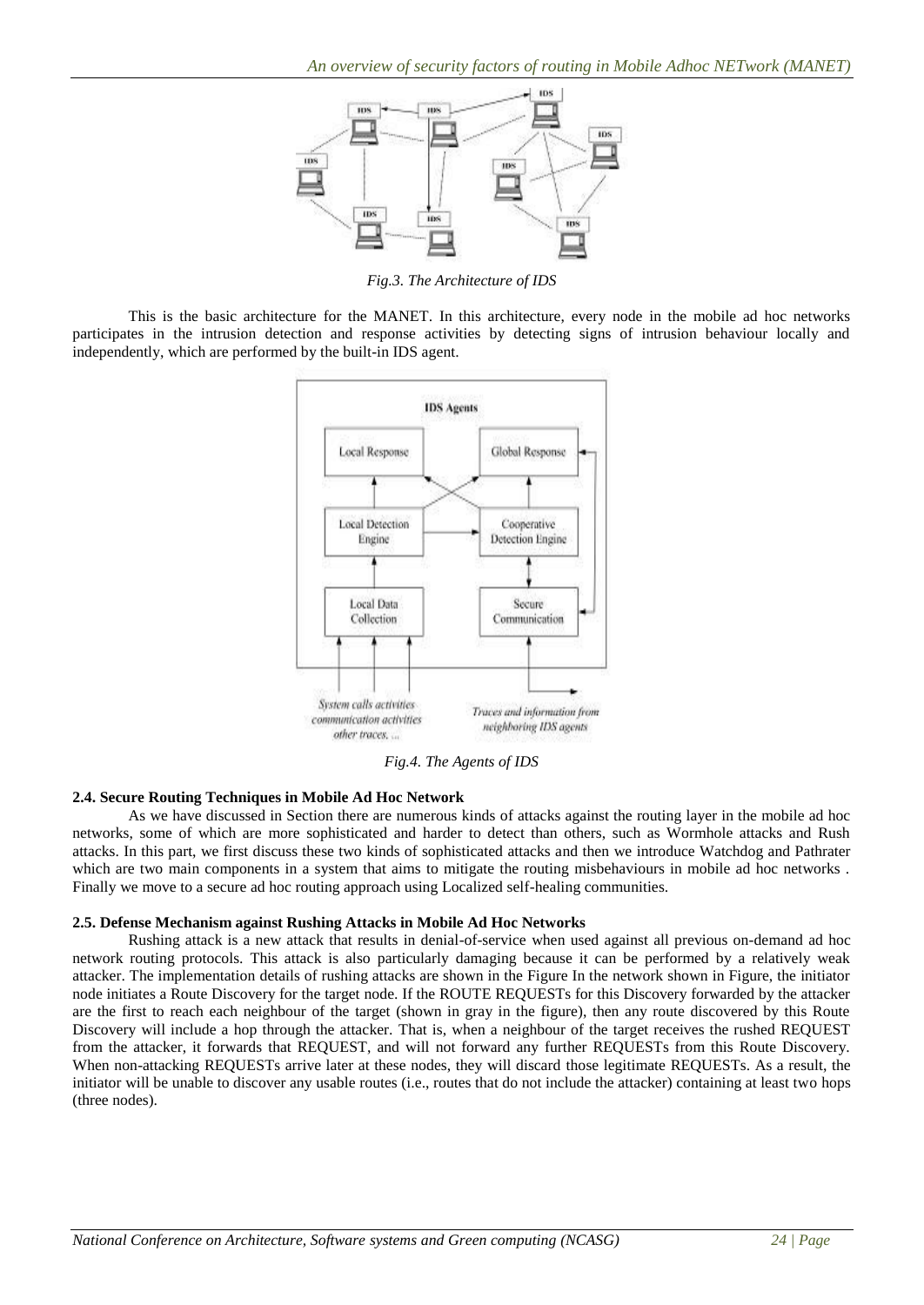*Fig.3. The Architecture of IDS*

This is the basic architecture for the MANET. In this architecture, every node in the mobile ad hoc networks participates in the intrusion detection and response activities by detecting signs of intrusion behaviour locally and independently, which are performed by the built-in IDS agent.

*Fig.4. The Agents of IDS*

### 2.4. Secure Routing Techniques in Mobile Ad Hoc Network

As we have discussed in Section there are numerous kinds of attacks against the routing layer in the mobile ad hoc networks, some of which are more sophisticated and harder to detect than others, such as Wormhole attacks and Rush attacks. In this part, we first discuss these two kinds of sophisticated attacks and then we introduce Watchdog and Pathrater which are two main components in a system that aims to mitigate the routing misbehaviours in mobile ad hoc networks . Finally we move to a secure ad hoc routing approach using Localized self-healing communities.

### 2.5. Defense Mechanism against Rushing Attacks in Mobile Ad Hoc Networks

Rushing attack is a new attack that results in denial-of-service when used against all previous on-demand ad hoc network routing protocols. This attack is also particularly damaging because it can be performed by a relatively weak attacker. The implementation details of rushing attacks are shown in the Figure In the network shown in Figure, the initiator node initiates a Route Discovery for the target node. If the ROUTE REQUESTs for this Discovery forwarded by the attacker are the first to reach each neighbour of the target (shown in gray in the figure), then any route discovered by this Route Discovery will include a hop through the attacker. That is, when a neighbour of the target receives the rushed REQUEST from the attacker, it forwards that REQUEST, and will not forward any further REQUESTs from this Route Discovery. When non-attacking REQUESTs arrive later at these nodes, they will discard those legitimate REQUESTs. As a result, the initiator will be unable to discover any usable routes (i.e., routes that do not include the attacker) containing at least two hops (three nodes).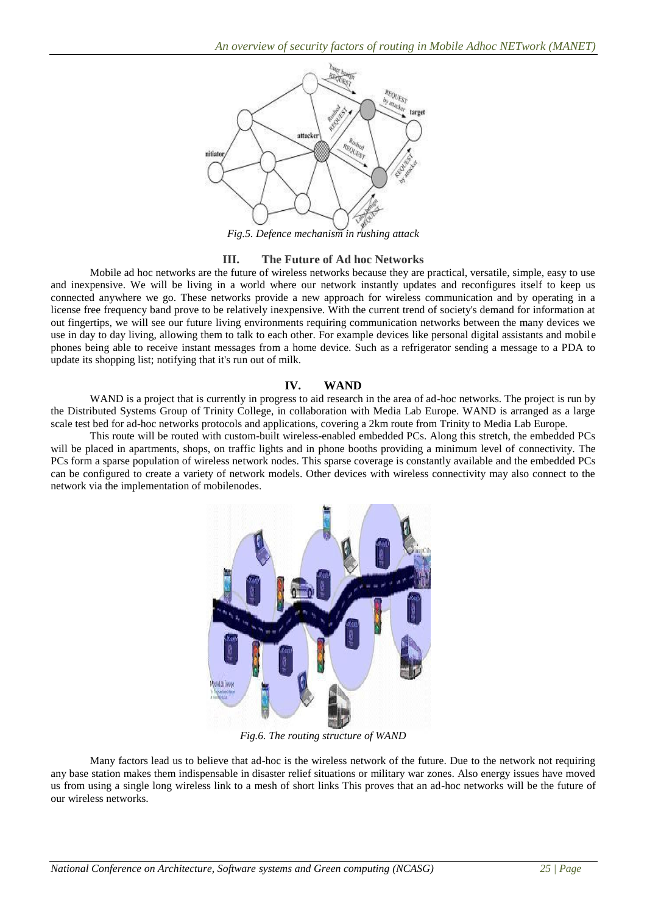*Fig.5. Defence mechanism in rushing attack*

## III. The Future of Ad hoc Networks

Mobile ad hoc networks are the future of wireless networks because they are practical, versatile, simple, easy to use and inexpensive. We will be living in a world where our network instantly updates and reconfigures itself to keep us connected anywhere we go. These networks provide a new approach for wireless communication and by operating in a license free frequency band prove to be relatively inexpensive. With the current trend of society's demand for information at out fingertips, we will see our future living environments requiring communication networks between the many devices we use in day to day living, allowing them to talk to each other. For example devices like personal digital assistants and mobile phones being able to receive instant messages from a home device. Such as a refrigerator sending a message to a PDA to update its shopping list; notifying that it's run out of milk.

## IV. WAND

WAND is a project that is currently in progress to aid research in the area of ad-hoc networks. The project is run by the Distributed Systems Group of Trinity College, in collaboration with Media Lab Europe. WAND is arranged as a large scale test bed for ad-hoc networks protocols and applications, covering a 2km route from Trinity to Media Lab Europe.

This route will be routed with custom-built wireless-enabled embedded PCs. Along this stretch, the embedded PCs will be placed in apartments, shops, on traffic lights and in phone booths providing a minimum level of connectivity. The PCs form a sparse population of wireless network nodes. This sparse coverage is constantly available and the embedded PCs can be configured to create a variety of network models. Other devices with wireless connectivity may also connect to the network via the implementation of mobilenodes.

*Fig.6. The routing structure of WAND*

Many factors lead us to believe that ad-hoc is the wireless network of the future. Due to the network not requiring any base station makes them indispensable in disaster relief situations or military war zones. Also energy issues have moved us from using a single long wireless link to a mesh of short links This proves that an ad-hoc networks will be the future of our wireless networks.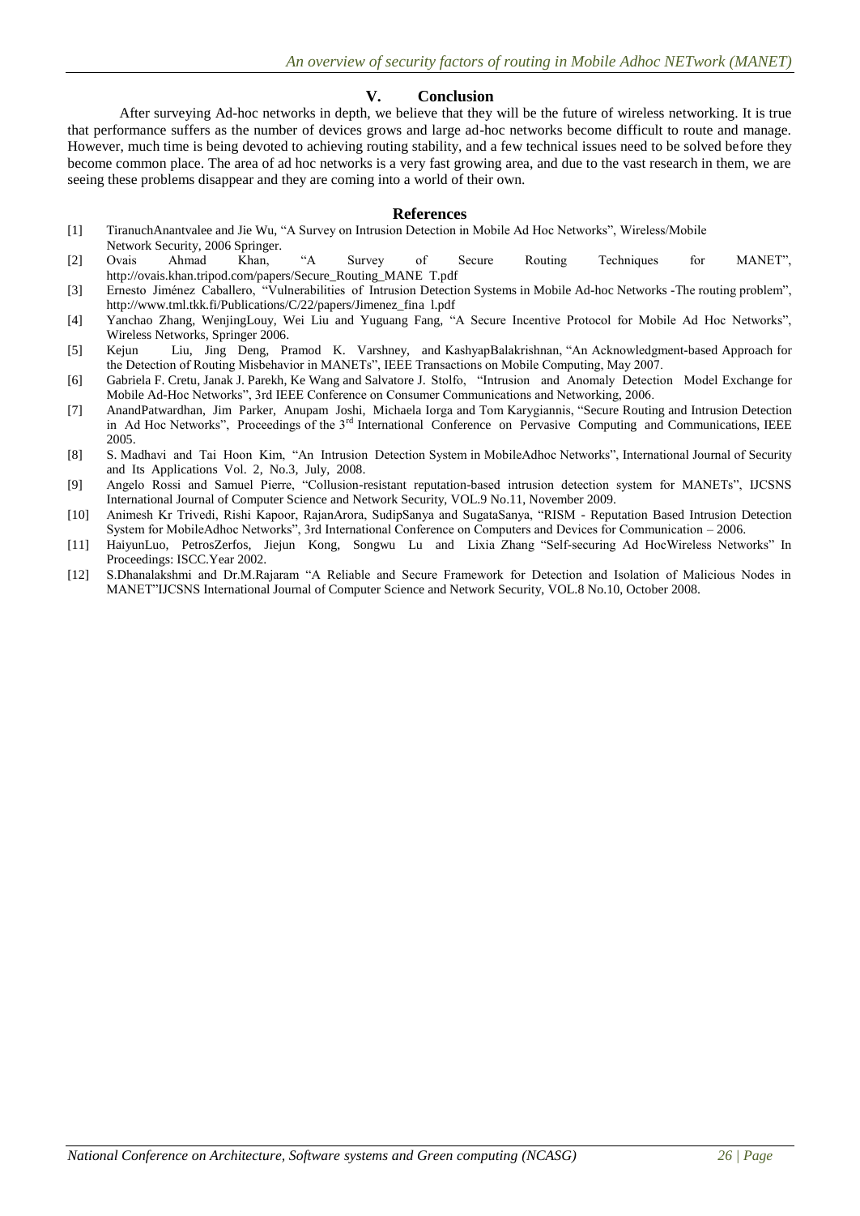## V. Conclusion

After surveying Ad-hoc networks in depth, we believe that they will be the future of wireless networking. It is true that performance suffers as the number of devices grows and large ad-hoc networks become difficult to route and manage. However, much time is being devoted to achieving routing stability, and a few technical issues need to be solved before they become common place. The area of ad hoc networks is a very fast growing area, and due to the vast research in them, we are seeing these problems disappear and they are coming into a world of their own.

## References

[1] TiranuchAnantvalee and Jie Wu, "A Survey on Intrusion Detection in Mobile Ad Hoc Networks", Wireless/Mobile Network Security, 2006 Springer.

[2] Ovais Ahmad Khan, "A Survey of Secure Routing Techniques for MANET", http://ovais.khan.tripod.com/papers/Secure_Routing_MANE T.pdf

[3] Ernesto Jiménez Caballero, "Vulnerabilities of Intrusion Detection Systems in Mobile Ad-hoc Networks -The routing problem", http://www.tml.tkk.fi/Publications/C/22/papers/Jimenez_fina l.pdf

[4] Yanchao Zhang, WenjingLouy, Wei Liu and Yuguang Fang, "A Secure Incentive Protocol for Mobile Ad Hoc Networks", Wireless Networks, Springer 2006.

[5] Kejun Liu, Jing Deng, Pramod K. Varshney, and KashyapBalakrishnan, "An Acknowledgment-based Approach for the Detection of Routing Misbehavior in MANETs", IEEE Transactions on Mobile Computing, May 2007.

[6] Gabriela F. Cretu, Janak J. Parekh, Ke Wang and Salvatore J. Stolfo, "Intrusion and Anomaly Detection Model Exchange for Mobile Ad-Hoc Networks", 3rd IEEE Conference on Consumer Communications and Networking, 2006.

[7] AnandPatwardhan, Jim Parker, Anupam Joshi, Michaela Iorga and Tom Karygiannis, "Secure Routing and Intrusion Detection in Ad Hoc Networks", Proceedings of the 3rd International Conference on Pervasive Computing and Communications, IEEE 2005.

[8] S. Madhavi and Tai Hoon Kim, "An Intrusion Detection System in MobileAdhoc Networks", International Journal of Security and Its Applications Vol. 2, No.3, July, 2008.

[9] Angelo Rossi and Samuel Pierre, "Collusion-resistant reputation-based intrusion detection system for MANETs", IJCSNS International Journal of Computer Science and Network Security, VOL.9 No.11, November 2009.

[10] Animesh Kr Trivedi, Rishi Kapoor, RajanArora, SudipSanya and SugataSanya, "RISM - Reputation Based Intrusion Detection System for MobileAdhoc Networks", 3rd International Conference on Computers and Devices for Communication – 2006.

[11] HaiyunLuo, PetrosZerfos, Jiejun Kong, Songwu Lu and Lixia Zhang "Self-securing Ad HocWireless Networks" In Proceedings: ISCC.Year 2002.

[12] S.Dhanalakshmi and Dr.M.Rajaram "A Reliable and Secure Framework for Detection and Isolation of Malicious Nodes in MANET"IJCSNS International Journal of Computer Science and Network Security, VOL.8 No.10, October 2008.